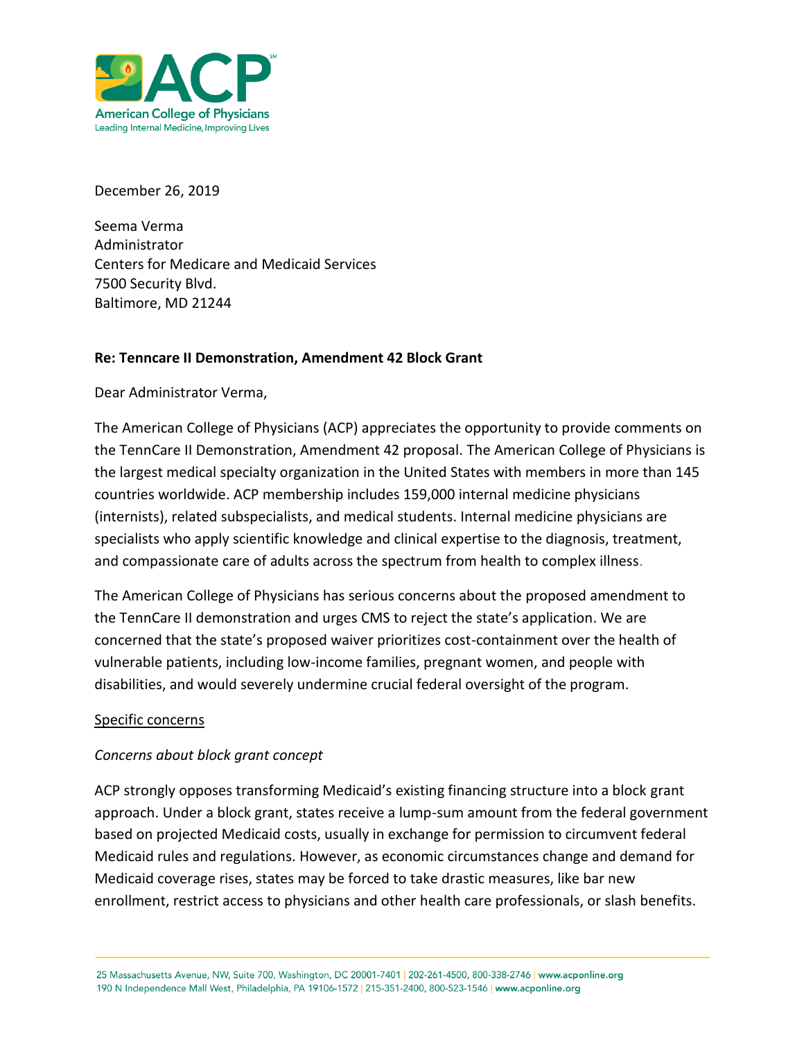December 26, 2019

Seema Verma
Administrator
Centers for Medicare and Medicaid Services
7500 Security Blvd.
Baltimore, MD 21244

**Re: Tenncare II Demonstration, Amendment 42 Block Grant**

Dear Administrator Verma,

The American College of Physicians (ACP) appreciates the opportunity to provide comments on the TennCare II Demonstration, Amendment 42 proposal. The American College of Physicians is the largest medical specialty organization in the United States with members in more than 145 countries worldwide. ACP membership includes 159,000 internal medicine physicians (internists), related subspecialists, and medical students. Internal medicine physicians are specialists who apply scientific knowledge and clinical expertise to the diagnosis, treatment, and compassionate care of adults across the spectrum from health to complex illness.

The American College of Physicians has serious concerns about the proposed amendment to the TennCare II demonstration and urges CMS to reject the state's application. We are concerned that the state's proposed waiver prioritizes cost-containment over the health of vulnerable patients, including low-income families, pregnant women, and people with disabilities, and would severely undermine crucial federal oversight of the program.

Specific concerns

*Concerns about block grant concept*

ACP strongly opposes transforming Medicaid's existing financing structure into a block grant approach. Under a block grant, states receive a lump-sum amount from the federal government based on projected Medicaid costs, usually in exchange for permission to circumvent federal Medicaid rules and regulations. However, as economic circumstances change and demand for Medicaid coverage rises, states may be forced to take drastic measures, like bar new enrollment, restrict access to physicians and other health care professionals, or slash benefits.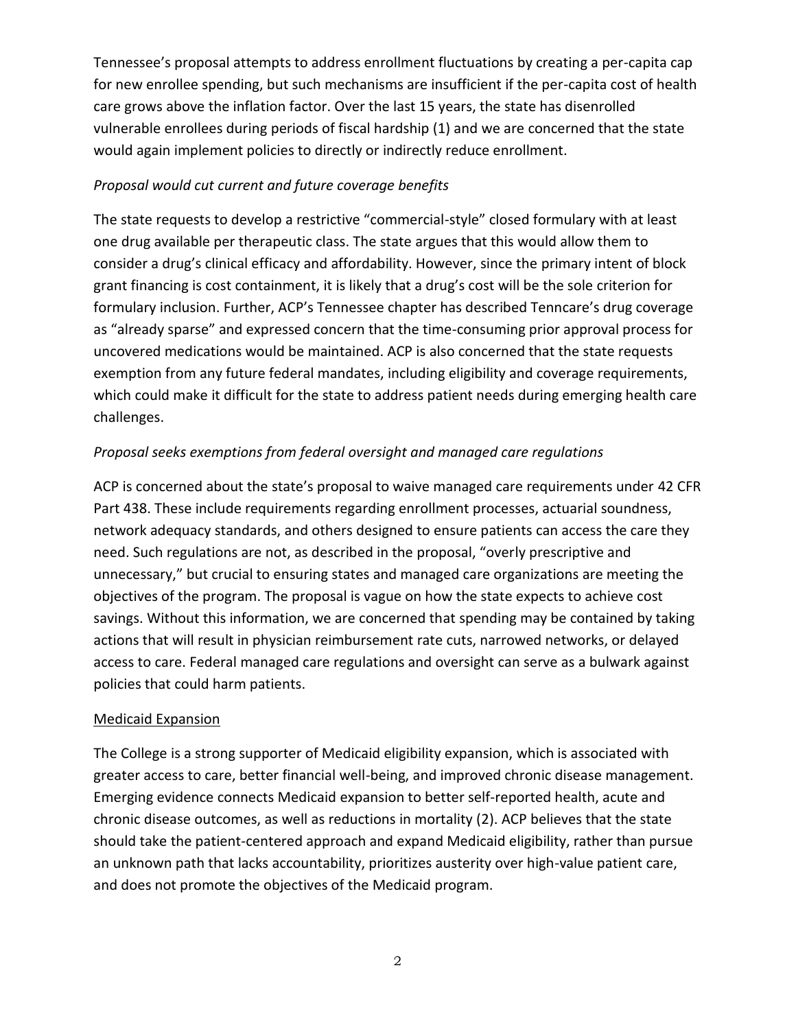Tennessee's proposal attempts to address enrollment fluctuations by creating a per-capita cap for new enrollee spending, but such mechanisms are insufficient if the per-capita cost of health care grows above the inflation factor. Over the last 15 years, the state has disenrolled vulnerable enrollees during periods of fiscal hardship (1) and we are concerned that the state would again implement policies to directly or indirectly reduce enrollment.

*Proposal would cut current and future coverage benefits*

The state requests to develop a restrictive "commercial-style" closed formulary with at least one drug available per therapeutic class. The state argues that this would allow them to consider a drug's clinical efficacy and affordability. However, since the primary intent of block grant financing is cost containment, it is likely that a drug's cost will be the sole criterion for formulary inclusion. Further, ACP's Tennessee chapter has described Tenncare's drug coverage as "already sparse" and expressed concern that the time-consuming prior approval process for uncovered medications would be maintained. ACP is also concerned that the state requests exemption from any future federal mandates, including eligibility and coverage requirements, which could make it difficult for the state to address patient needs during emerging health care challenges.

*Proposal seeks exemptions from federal oversight and managed care regulations*

ACP is concerned about the state's proposal to waive managed care requirements under 42 CFR Part 438. These include requirements regarding enrollment processes, actuarial soundness, network adequacy standards, and others designed to ensure patients can access the care they need. Such regulations are not, as described in the proposal, "overly prescriptive and unnecessary," but crucial to ensuring states and managed care organizations are meeting the objectives of the program. The proposal is vague on how the state expects to achieve cost savings. Without this information, we are concerned that spending may be contained by taking actions that will result in physician reimbursement rate cuts, narrowed networks, or delayed access to care. Federal managed care regulations and oversight can serve as a bulwark against policies that could harm patients.

<u>Medicaid Expansion</u>

The College is a strong supporter of Medicaid eligibility expansion, which is associated with greater access to care, better financial well-being, and improved chronic disease management. Emerging evidence connects Medicaid expansion to better self-reported health, acute and chronic disease outcomes, as well as reductions in mortality (2). ACP believes that the state should take the patient-centered approach and expand Medicaid eligibility, rather than pursue an unknown path that lacks accountability, prioritizes austerity over high-value patient care, and does not promote the objectives of the Medicaid program.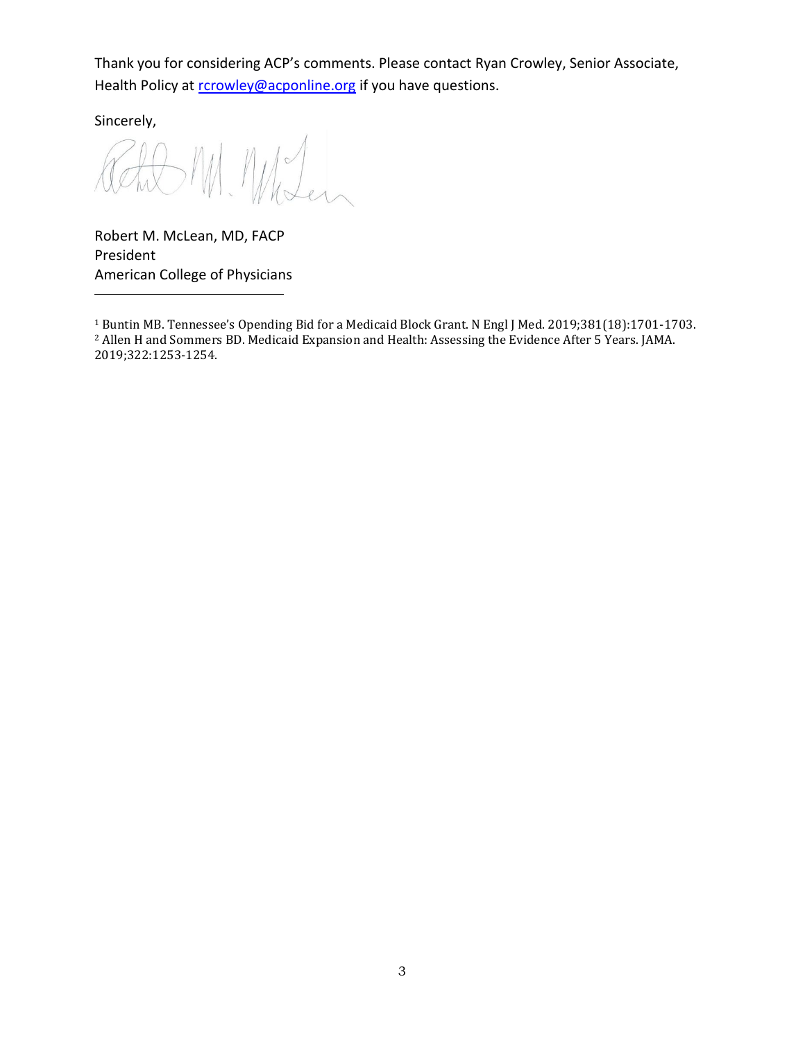Thank you for considering ACP's comments. Please contact Ryan Crowley, Senior Associate, Health Policy at rcrowley@acponline.org if you have questions.

Sincerely,

Robert M. McLean, MD, FACP
President
American College of Physicians

---

[1] Buntin MB. Tennessee's Opending Bid for a Medicaid Block Grant. N Engl J Med. 2019;381(18):1701-1703.
[2] Allen H and Sommers BD. Medicaid Expansion and Health: Assessing the Evidence After 5 Years. JAMA. 2019;322:1253-1254.